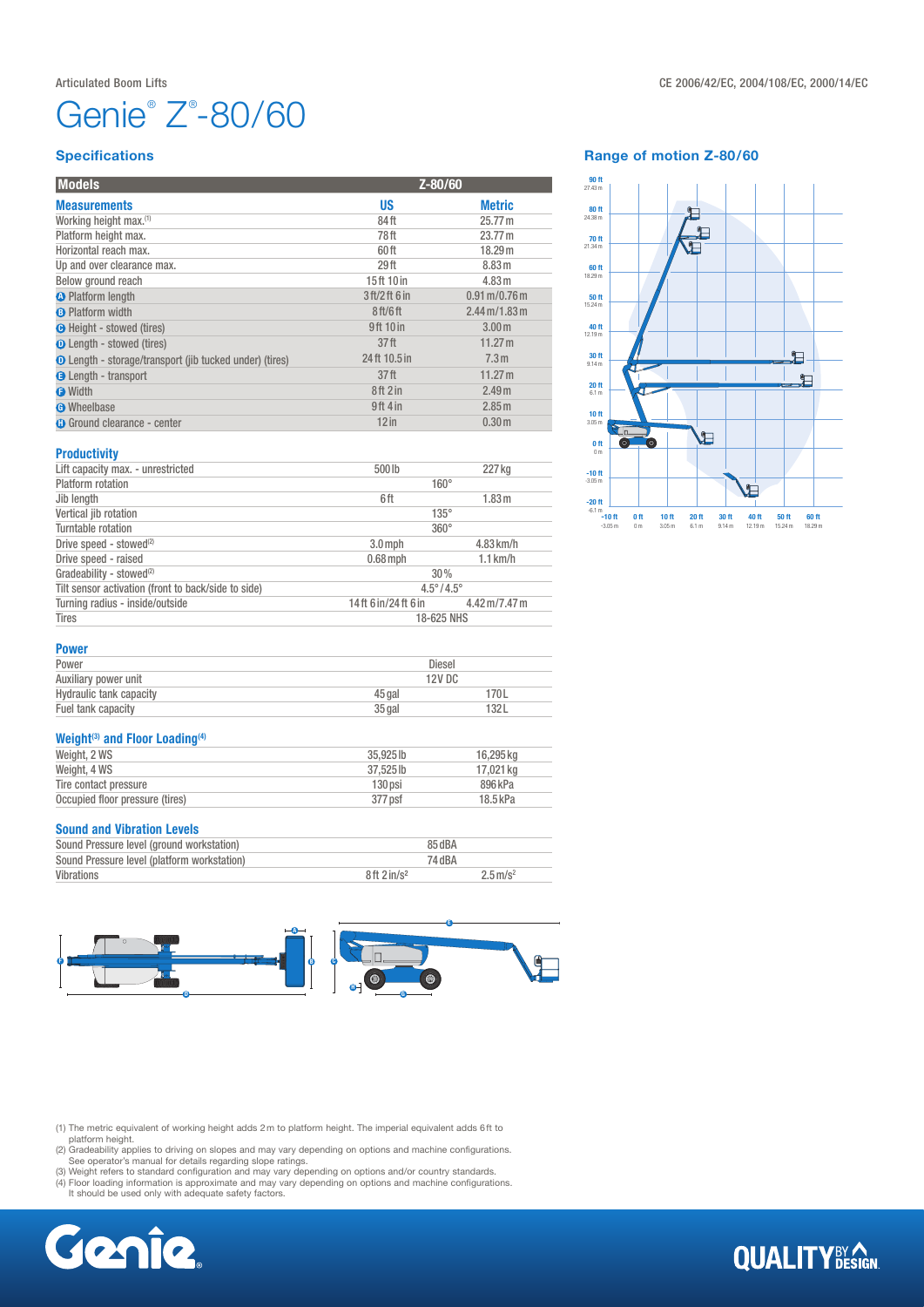Articulated Boom Lifts

CE 2006/42/EC, 2004/108/EC, 2000/14/EC

# Genie® Z®-80/60

## Specifications

| Models | Z-80/60 | |
|---|---|---|
| **Measurements** | **US** | **Metric** |
| Working height max.(1) | 84 ft | 25.77 m |
| Platform height max. | 78 ft | 23.77 m |
| Horizontal reach max. | 60 ft | 18.29 m |
| Up and over clearance max. | 29 ft | 8.83 m |
| Below ground reach | 15 ft 10 in | 4.83 m |
| A Platform length | 3 ft/2 ft 6 in | 0.91 m/0.76 m |
| B Platform width | 8 ft/6 ft | 2.44 m/1.83 m |
| C Height - stowed (tires) | 9 ft 10 in | 3.00 m |
| D Length - stowed (tires) | 37 ft | 11.27 m |
| D Length - storage/transport (jib tucked under) (tires) | 24 ft 10.5 in | 7.3 m |
| E Length - transport | 37 ft | 11.27 m |
| F Width | 8 ft 2 in | 2.49 m |
| G Wheelbase | 9 ft 4 in | 2.85 m |
| H Ground clearance - center | 12 in | 0.30 m |

### Productivity

| | | |
|---|---|---|
| Lift capacity max. - unrestricted | 500 lb | 227 kg |
| Platform rotation | 160° | |
| Jib length | 6 ft | 1.83 m |
| Vertical jib rotation | 135° | |
| Turntable rotation | 360° | |
| Drive speed - stowed(2) | 3.0 mph | 4.83 km/h |
| Drive speed - raised | 0.68 mph | 1.1 km/h |
| Gradeability - stowed(2) | 30% | |
| Tilt sensor activation (front to back/side to side) | 4.5°/4.5° | |
| Turning radius - inside/outside | 14 ft 6 in/24 ft 6 in | 4.42 m/7.47 m |
| Tires | 18-625 NHS | |

### Power

| | | |
|---|---|---|
| Power | Diesel | |
| Auxiliary power unit | 12V DC | |
| Hydraulic tank capacity | 45 gal | 170 L |
| Fuel tank capacity | 35 gal | 132 L |

### Weight(3) and Floor Loading(4)

| | | |
|---|---|---|
| Weight, 2 WS | 35,925 lb | 16,295 kg |
| Weight, 4 WS | 37,525 lb | 17,021 kg |
| Tire contact pressure | 130 psi | 896 kPa |
| Occupied floor pressure (tires) | 377 psf | 18.5 kPa |

### Sound and Vibration Levels

| | | |
|---|---|---|
| Sound Pressure level (ground workstation) | 85 dBA | |
| Sound Pressure level (platform workstation) | 74 dBA | |
| Vibrations | 8 ft 2 in/s² | 2.5 m/s² |

## Range of motion Z-80/60

(1) The metric equivalent of working height adds 2 m to platform height. The imperial equivalent adds 6 ft to platform height.
(2) Gradeability applies to driving on slopes and may vary depending on options and machine configurations. See operator's manual for details regarding slope ratings.
(3) Weight refers to standard configuration and may vary depending on options and/or country standards.
(4) Floor loading information is approximate and may vary depending on options and machine configurations. It should be used only with adequate safety factors.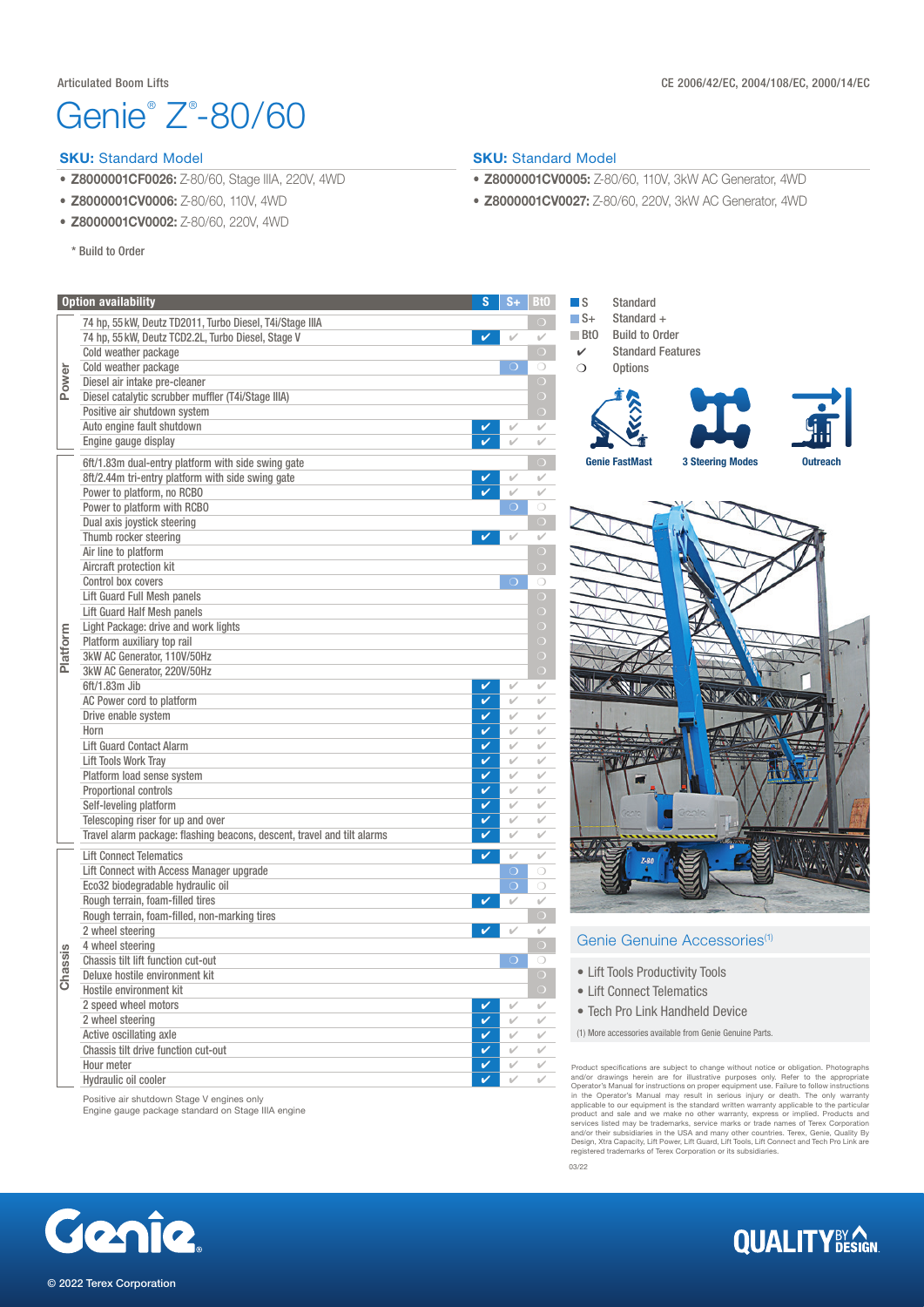Articulated Boom Lifts

CE 2006/42/EC, 2004/108/EC, 2000/14/EC

# Genie® Z®-80/60

## SKU: Standard Model

- **Z8000001CF0026:** Z-80/60, Stage IIIA, 220V, 4WD
- **Z8000001CV0006:** Z-80/60, 110V, 4WD
- **Z8000001CV0002:** Z-80/60, 220V, 4WD

\* Build to Order

## SKU: Standard Model

- **Z8000001CV0005:** Z-80/60, 110V, 3kW AC Generator, 4WD
- **Z8000001CV0027:** Z-80/60, 220V, 3kW AC Generator, 4WD

| | Option availability | S | S+ | BtO |
|---|---|---|---|---|
| Power | 74 hp, 55 kW, Deutz TD2011, Turbo Diesel, T4i/Stage IIIA | | | ❍ |
| | 74 hp, 55 kW, Deutz TCD2.2L, Turbo Diesel, Stage V | ✔ | ✔ | ✔ |
| | Cold weather package | | | ❍ |
| | Cold weather package | | ❍ | ❍ |
| | Diesel air intake pre-cleaner | | | ❍ |
| | Diesel catalytic scrubber muffler (T4i/Stage IIIA) | | | ❍ |
| | Positive air shutdown system | | | ❍ |
| | Auto engine fault shutdown | ✔ | ✔ | ✔ |
| | Engine gauge display | ✔ | ✔ | ✔ |
| Platform | 6ft/1.83m dual-entry platform with side swing gate | | | ❍ |
| | 8ft/2.44m tri-entry platform with side swing gate | ✔ | ✔ | ✔ |
| | Power to platform, no RCBO | ✔ | ✔ | ✔ |
| | Power to platform with RCBO | | ❍ | ❍ |
| | Dual axis joystick steering | | | ❍ |
| | Thumb rocker steering | ✔ | ✔ | ✔ |
| | Air line to platform | | | ❍ |
| | Aircraft protection kit | | | ❍ |
| | Control box covers | | ❍ | ❍ |
| | Lift Guard Full Mesh panels | | | ❍ |
| | Lift Guard Half Mesh panels | | | ❍ |
| | Light Package: drive and work lights | | | ❍ |
| | Platform auxiliary top rail | | | ❍ |
| | 3kW AC Generator, 110V/50Hz | | | ❍ |
| | 3kW AC Generator, 220V/50Hz | | | ❍ |
| | 6ft/1.83m Jib | ✔ | ✔ | ✔ |
| | AC Power cord to platform | ✔ | ✔ | ✔ |
| | Drive enable system | ✔ | ✔ | ✔ |
| | Horn | ✔ | ✔ | ✔ |
| | Lift Guard Contact Alarm | ✔ | ✔ | ✔ |
| | Lift Tools Work Tray | ✔ | ✔ | ✔ |
| | Platform load sense system | ✔ | ✔ | ✔ |
| | Proportional controls | ✔ | ✔ | ✔ |
| | Self-leveling platform | ✔ | ✔ | ✔ |
| | Telescoping riser for up and over | ✔ | ✔ | ✔ |
| | Travel alarm package: flashing beacons, descent, travel and tilt alarms | ✔ | ✔ | ✔ |
| Chassis | Lift Connect Telematics | ✔ | ✔ | ✔ |
| | Lift Connect with Access Manager upgrade | | ❍ | ❍ |
| | Eco32 biodegradable hydraulic oil | | ❍ | ❍ |
| | Rough terrain, foam-filled tires | ✔ | ✔ | ✔ |
| | Rough terrain, foam-filled, non-marking tires | | | ❍ |
| | 2 wheel steering | ✔ | ✔ | ✔ |
| | 4 wheel steering | | | ❍ |
| | Chassis tilt lift function cut-out | | ❍ | ❍ |
| | Deluxe hostile environment kit | | | ❍ |
| | Hostile environment kit | | | ❍ |
| | 2 speed wheel motors | ✔ | ✔ | ✔ |
| | 2 wheel steering | ✔ | ✔ | ✔ |
| | Active oscillating axle | ✔ | ✔ | ✔ |
| | Chassis tilt drive function cut-out | ✔ | ✔ | ✔ |
| | Hour meter | ✔ | ✔ | ✔ |
| | Hydraulic oil cooler | ✔ | ✔ | ✔ |

Positive air shutdown Stage V engines only
Engine gauge package standard on Stage IIIA engine

- S — Standard
- S+ — Standard +
- BtO — Build to Order
- ✔ — Standard Features
- ❍ — Options

Genie FastMast | 3 Steering Modes | Outreach

## Genie Genuine Accessories[1]

- Lift Tools Productivity Tools
- Lift Connect Telematics
- Tech Pro Link Handheld Device

(1) More accessories available from Genie Genuine Parts.

Product specifications are subject to change without notice or obligation. Photographs and/or drawings herein are for illustrative purposes only. Refer to the appropriate Operator's Manual for instructions on proper equipment use. Failure to follow instructions in the Operator's Manual may result in serious injury or death. The only warranty applicable to our equipment is the standard written warranty applicable to the particular product and sale and we make no other warranty, express or implied. Products and services listed may be trademarks, service marks or trade names of Terex Corporation and/or their subsidiaries in the USA and many other countries. Terex, Genie, Quality By Design, Xtra Capacity, Lift Power, Lift Guard, Lift Tools, Lift Connect and Tech Pro Link are registered trademarks of Terex Corporation or its subsidiaries.

03/22

© 2022 Terex Corporation